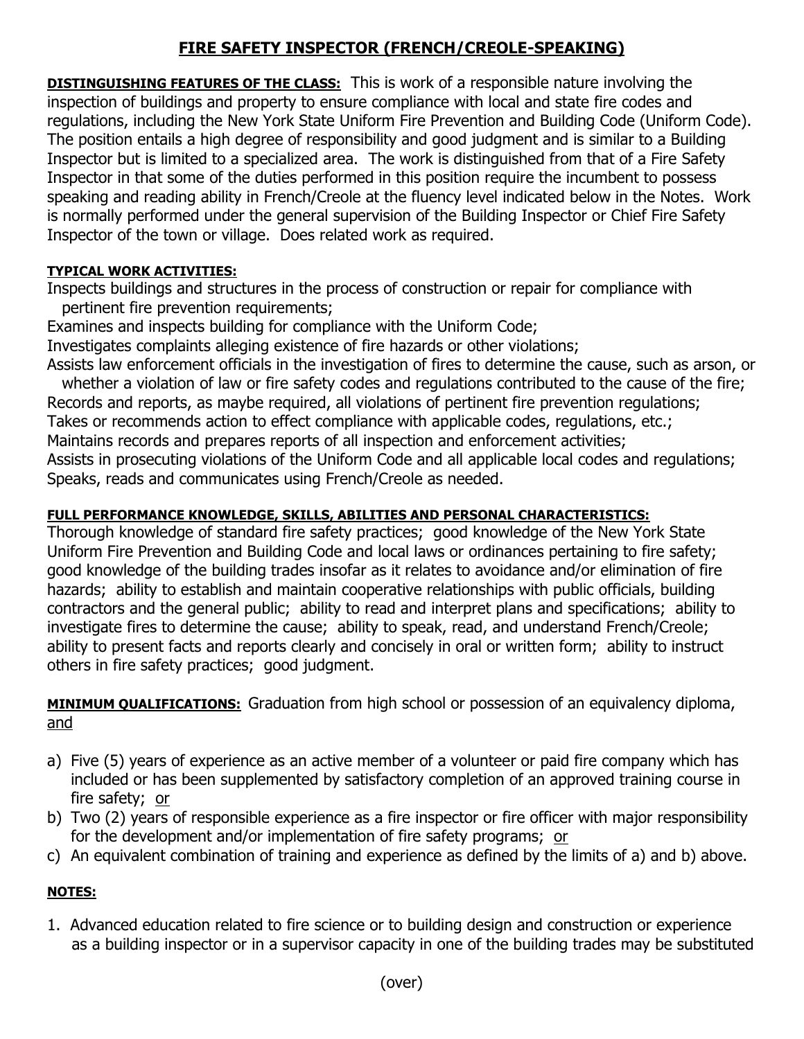# FIRE SAFETY INSPECTOR (FRENCH/CREOLE-SPEAKING)

**DISTINGUISHING FEATURES OF THE CLASS:** This is work of a responsible nature involving the inspection of buildings and property to ensure compliance with local and state fire codes and regulations, including the New York State Uniform Fire Prevention and Building Code (Uniform Code). The position entails a high degree of responsibility and good judgment and is similar to a Building Inspector but is limited to a specialized area. The work is distinguished from that of a Fire Safety Inspector in that some of the duties performed in this position require the incumbent to possess speaking and reading ability in French/Creole at the fluency level indicated below in the Notes. Work is normally performed under the general supervision of the Building Inspector or Chief Fire Safety Inspector of the town or village. Does related work as required.

**TYPICAL WORK ACTIVITIES:**

Inspects buildings and structures in the process of construction or repair for compliance with pertinent fire prevention requirements;
Examines and inspects building for compliance with the Uniform Code;
Investigates complaints alleging existence of fire hazards or other violations;
Assists law enforcement officials in the investigation of fires to determine the cause, such as arson, or whether a violation of law or fire safety codes and regulations contributed to the cause of the fire;
Records and reports, as maybe required, all violations of pertinent fire prevention regulations;
Takes or recommends action to effect compliance with applicable codes, regulations, etc.;
Maintains records and prepares reports of all inspection and enforcement activities;
Assists in prosecuting violations of the Uniform Code and all applicable local codes and regulations;
Speaks, reads and communicates using French/Creole as needed.

**FULL PERFORMANCE KNOWLEDGE, SKILLS, ABILITIES AND PERSONAL CHARACTERISTICS:**

Thorough knowledge of standard fire safety practices; good knowledge of the New York State Uniform Fire Prevention and Building Code and local laws or ordinances pertaining to fire safety; good knowledge of the building trades insofar as it relates to avoidance and/or elimination of fire hazards; ability to establish and maintain cooperative relationships with public officials, building contractors and the general public; ability to read and interpret plans and specifications; ability to investigate fires to determine the cause; ability to speak, read, and understand French/Creole; ability to present facts and reports clearly and concisely in oral or written form; ability to instruct others in fire safety practices; good judgment.

**MINIMUM QUALIFICATIONS:** Graduation from high school or possession of an equivalency diploma, and

a) Five (5) years of experience as an active member of a volunteer or paid fire company which has included or has been supplemented by satisfactory completion of an approved training course in fire safety; or
b) Two (2) years of responsible experience as a fire inspector or fire officer with major responsibility for the development and/or implementation of fire safety programs; or
c) An equivalent combination of training and experience as defined by the limits of a) and b) above.

**NOTES:**

1. Advanced education related to fire science or to building design and construction or experience as a building inspector or in a supervisor capacity in one of the building trades may be substituted

(over)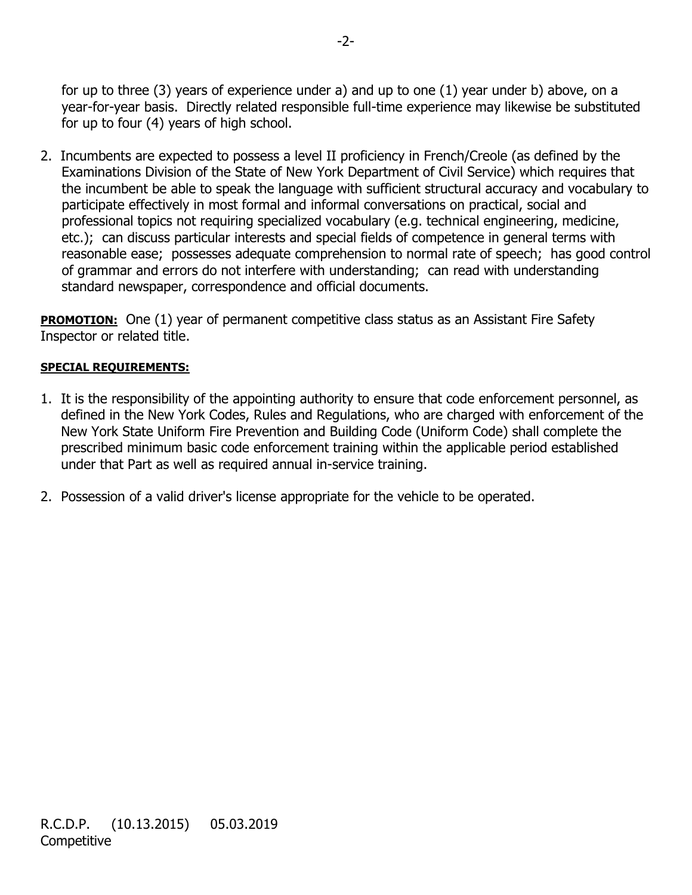for up to three (3) years of experience under a) and up to one (1) year under b) above, on a year-for-year basis. Directly related responsible full-time experience may likewise be substituted for up to four (4) years of high school.

2. Incumbents are expected to possess a level II proficiency in French/Creole (as defined by the Examinations Division of the State of New York Department of Civil Service) which requires that the incumbent be able to speak the language with sufficient structural accuracy and vocabulary to participate effectively in most formal and informal conversations on practical, social and professional topics not requiring specialized vocabulary (e.g. technical engineering, medicine, etc.); can discuss particular interests and special fields of competence in general terms with reasonable ease; possesses adequate comprehension to normal rate of speech; has good control of grammar and errors do not interfere with understanding; can read with understanding standard newspaper, correspondence and official documents.

**PROMOTION:** One (1) year of permanent competitive class status as an Assistant Fire Safety Inspector or related title.

**SPECIAL REQUIREMENTS:**

1. It is the responsibility of the appointing authority to ensure that code enforcement personnel, as defined in the New York Codes, Rules and Regulations, who are charged with enforcement of the New York State Uniform Fire Prevention and Building Code (Uniform Code) shall complete the prescribed minimum basic code enforcement training within the applicable period established under that Part as well as required annual in-service training.

2. Possession of a valid driver's license appropriate for the vehicle to be operated.

R.C.D.P. (10.13.2015) 05.03.2019
Competitive